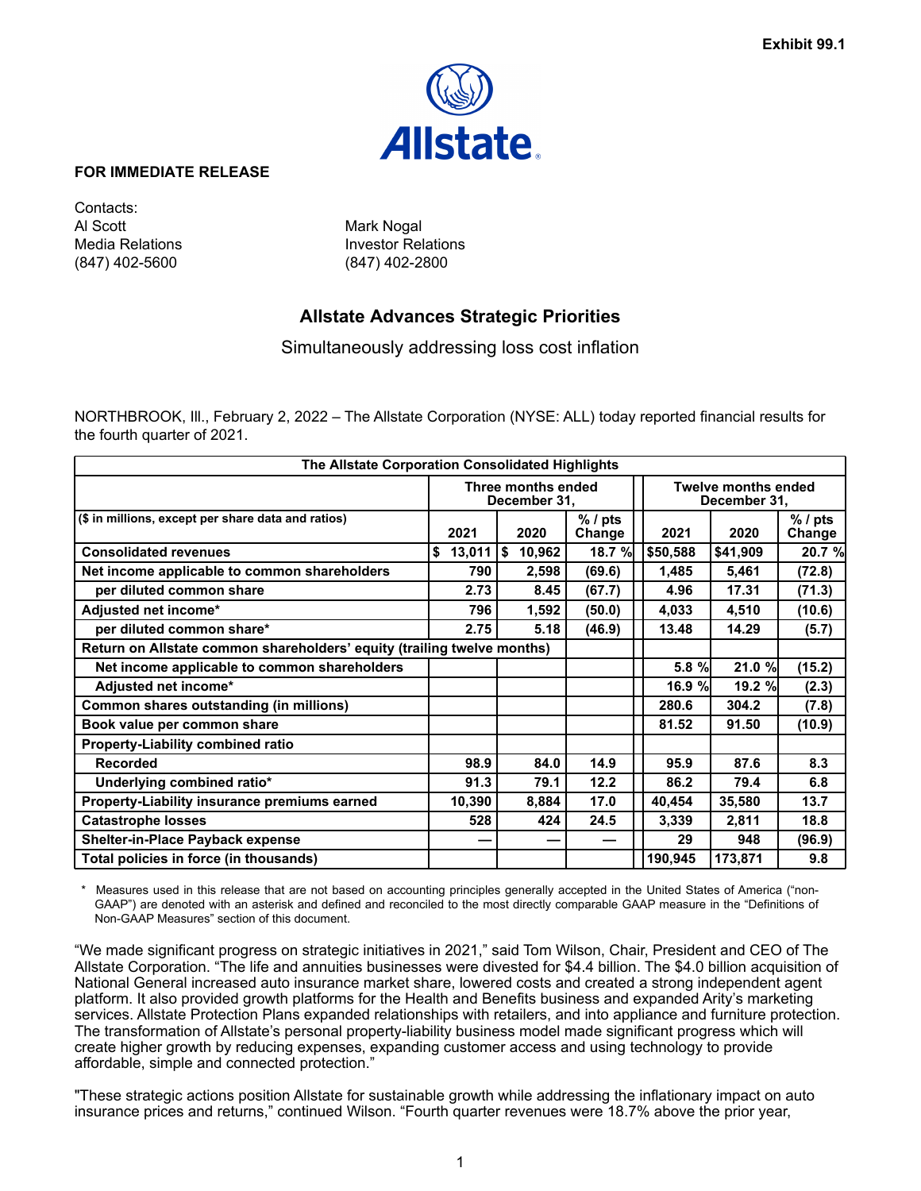Exhibit 99.1

**FOR IMMEDIATE RELEASE**

Contacts:
Al Scott
Media Relations
(847) 402-5600

Mark Nogal
Investor Relations
(847) 402-2800

## Allstate Advances Strategic Priorities

Simultaneously addressing loss cost inflation

NORTHBROOK, Ill., February 2, 2022 – The Allstate Corporation (NYSE: ALL) today reported financial results for the fourth quarter of 2021.

| The Allstate Corporation Consolidated Highlights | | | | | | |
|---|---|---|---|---|---|---|
| | Three months ended December 31, | | | Twelve months ended December 31, | | |
| ($ in millions, except per share data and ratios) | 2021 | 2020 | % / pts Change | 2021 | 2020 | % / pts Change |
| **Consolidated revenues** | $ 13,011 | $ 10,962 | 18.7 % | $50,588 | $41,909 | 20.7 % |
| **Net income applicable to common shareholders** | 790 | 2,598 | (69.6) | 1,485 | 5,461 | (72.8) |
| per diluted common share | 2.73 | 8.45 | (67.7) | 4.96 | 17.31 | (71.3) |
| **Adjusted net income*** | 796 | 1,592 | (50.0) | 4,033 | 4,510 | (10.6) |
| per diluted common share* | 2.75 | 5.18 | (46.9) | 13.48 | 14.29 | (5.7) |
| **Return on Allstate common shareholders' equity (trailing twelve months)** | | | | | | |
| Net income applicable to common shareholders | | | | 5.8 % | 21.0 % | (15.2) |
| Adjusted net income* | | | | 16.9 % | 19.2 % | (2.3) |
| **Common shares outstanding (in millions)** | | | | 280.6 | 304.2 | (7.8) |
| **Book value per common share** | | | | 81.52 | 91.50 | (10.9) |
| **Property-Liability combined ratio** | | | | | | |
| Recorded | 98.9 | 84.0 | 14.9 | 95.9 | 87.6 | 8.3 |
| Underlying combined ratio* | 91.3 | 79.1 | 12.2 | 86.2 | 79.4 | 6.8 |
| **Property-Liability insurance premiums earned** | 10,390 | 8,884 | 17.0 | 40,454 | 35,580 | 13.7 |
| **Catastrophe losses** | 528 | 424 | 24.5 | 3,339 | 2,811 | 18.8 |
| **Shelter-in-Place Payback expense** | — | — | — | 29 | 948 | (96.9) |
| **Total policies in force (in thousands)** | | | | 190,945 | 173,871 | 9.8 |

\* Measures used in this release that are not based on accounting principles generally accepted in the United States of America ("non-GAAP") are denoted with an asterisk and defined and reconciled to the most directly comparable GAAP measure in the "Definitions of Non-GAAP Measures" section of this document.

"We made significant progress on strategic initiatives in 2021," said Tom Wilson, Chair, President and CEO of The Allstate Corporation. "The life and annuities businesses were divested for $4.4 billion. The $4.0 billion acquisition of National General increased auto insurance market share, lowered costs and created a strong independent agent platform. It also provided growth platforms for the Health and Benefits business and expanded Arity's marketing services. Allstate Protection Plans expanded relationships with retailers, and into appliance and furniture protection. The transformation of Allstate's personal property-liability business model made significant progress which will create higher growth by reducing expenses, expanding customer access and using technology to provide affordable, simple and connected protection."

"These strategic actions position Allstate for sustainable growth while addressing the inflationary impact on auto insurance prices and returns," continued Wilson. "Fourth quarter revenues were 18.7% above the prior year,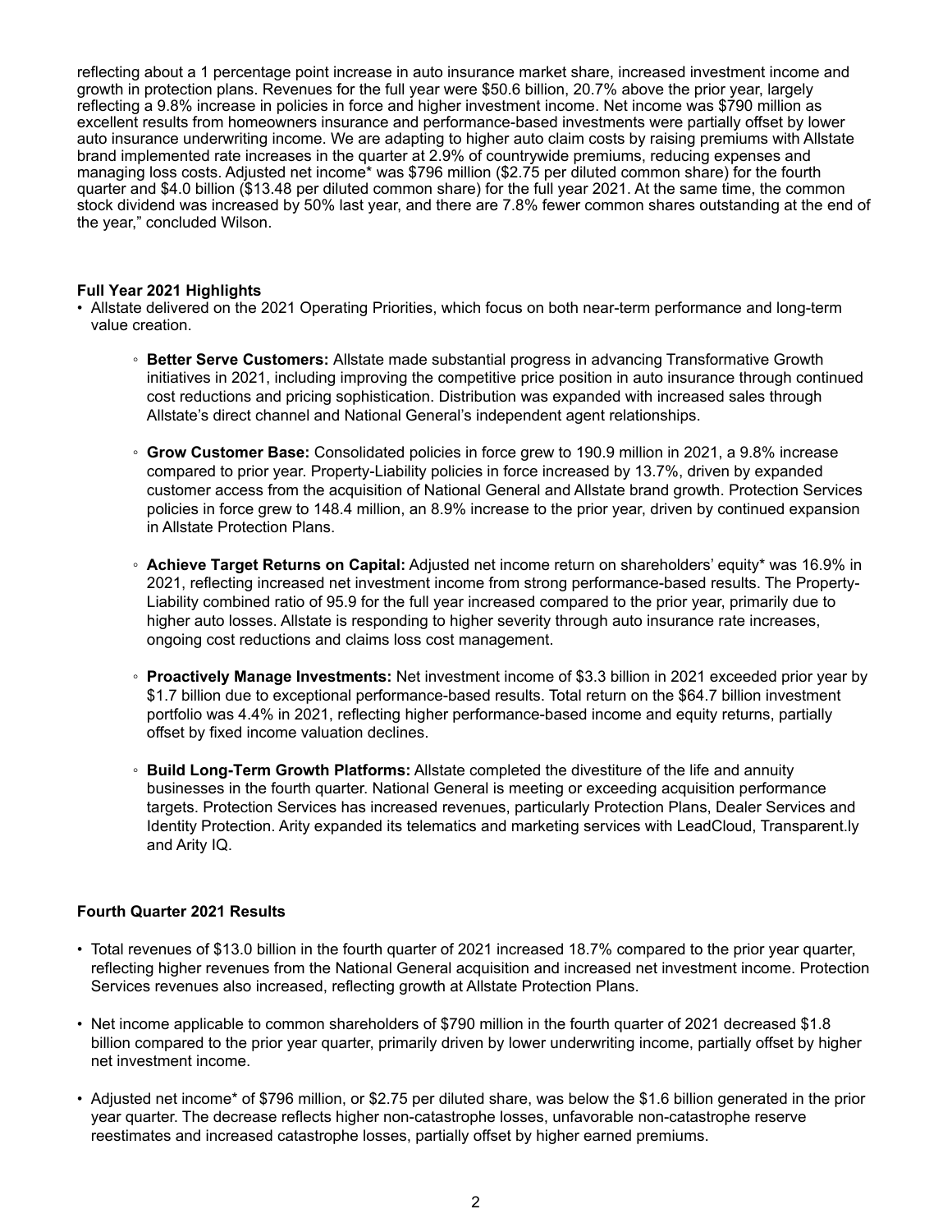reflecting about a 1 percentage point increase in auto insurance market share, increased investment income and growth in protection plans. Revenues for the full year were $50.6 billion, 20.7% above the prior year, largely reflecting a 9.8% increase in policies in force and higher investment income. Net income was $790 million as excellent results from homeowners insurance and performance-based investments were partially offset by lower auto insurance underwriting income. We are adapting to higher auto claim costs by raising premiums with Allstate brand implemented rate increases in the quarter at 2.9% of countrywide premiums, reducing expenses and managing loss costs. Adjusted net income* was $796 million ($2.75 per diluted common share) for the fourth quarter and $4.0 billion ($13.48 per diluted common share) for the full year 2021. At the same time, the common stock dividend was increased by 50% last year, and there are 7.8% fewer common shares outstanding at the end of the year," concluded Wilson.

**Full Year 2021 Highlights**

- Allstate delivered on the 2021 Operating Priorities, which focus on both near-term performance and long-term value creation.
  - **Better Serve Customers:** Allstate made substantial progress in advancing Transformative Growth initiatives in 2021, including improving the competitive price position in auto insurance through continued cost reductions and pricing sophistication. Distribution was expanded with increased sales through Allstate's direct channel and National General's independent agent relationships.
  - **Grow Customer Base:** Consolidated policies in force grew to 190.9 million in 2021, a 9.8% increase compared to prior year. Property-Liability policies in force increased by 13.7%, driven by expanded customer access from the acquisition of National General and Allstate brand growth. Protection Services policies in force grew to 148.4 million, an 8.9% increase to the prior year, driven by continued expansion in Allstate Protection Plans.
  - **Achieve Target Returns on Capital:** Adjusted net income return on shareholders' equity* was 16.9% in 2021, reflecting increased net investment income from strong performance-based results. The Property-Liability combined ratio of 95.9 for the full year increased compared to the prior year, primarily due to higher auto losses. Allstate is responding to higher severity through auto insurance rate increases, ongoing cost reductions and claims loss cost management.
  - **Proactively Manage Investments:** Net investment income of $3.3 billion in 2021 exceeded prior year by $1.7 billion due to exceptional performance-based results. Total return on the $64.7 billion investment portfolio was 4.4% in 2021, reflecting higher performance-based income and equity returns, partially offset by fixed income valuation declines.
  - **Build Long-Term Growth Platforms:** Allstate completed the divestiture of the life and annuity businesses in the fourth quarter. National General is meeting or exceeding acquisition performance targets. Protection Services has increased revenues, particularly Protection Plans, Dealer Services and Identity Protection. Arity expanded its telematics and marketing services with LeadCloud, Transparent.ly and Arity IQ.

**Fourth Quarter 2021 Results**

- Total revenues of $13.0 billion in the fourth quarter of 2021 increased 18.7% compared to the prior year quarter, reflecting higher revenues from the National General acquisition and increased net investment income. Protection Services revenues also increased, reflecting growth at Allstate Protection Plans.
- Net income applicable to common shareholders of $790 million in the fourth quarter of 2021 decreased $1.8 billion compared to the prior year quarter, primarily driven by lower underwriting income, partially offset by higher net investment income.
- Adjusted net income* of $796 million, or $2.75 per diluted share, was below the $1.6 billion generated in the prior year quarter. The decrease reflects higher non-catastrophe losses, unfavorable non-catastrophe reserve reestimates and increased catastrophe losses, partially offset by higher earned premiums.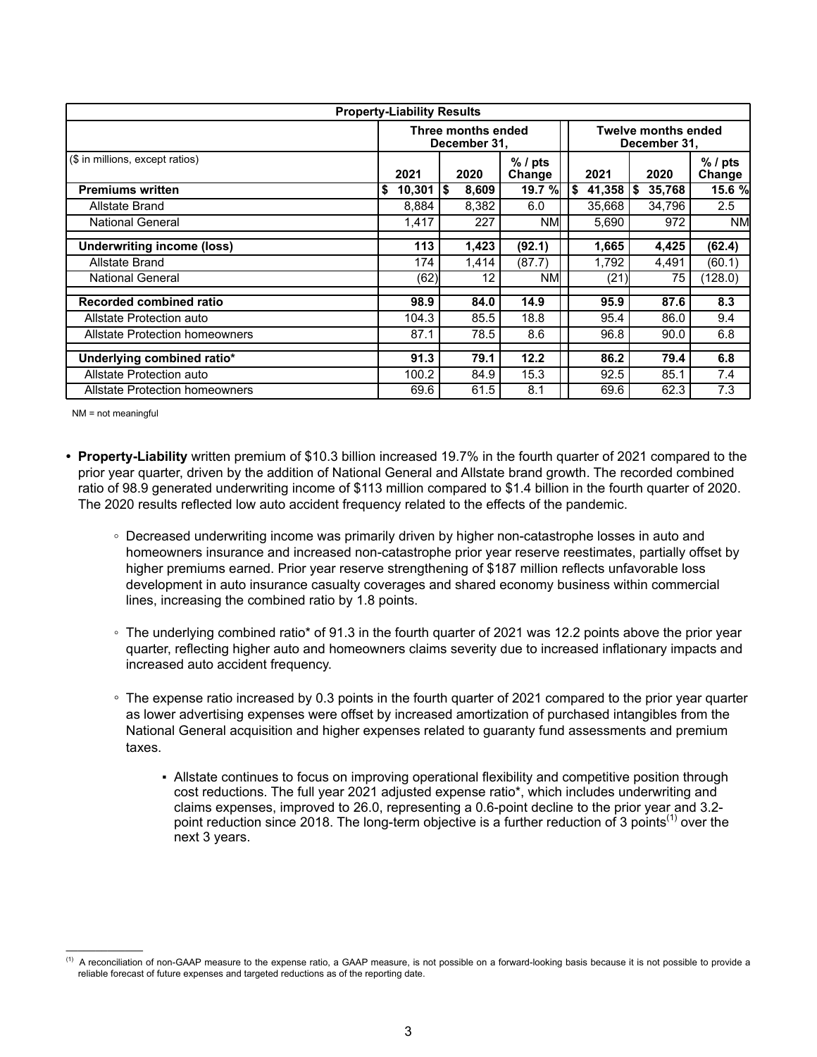| Property-Liability Results | | | | | | |
|---|---|---|---|---|---|---|
| | Three months ended December 31, | | | Twelve months ended December 31, | | |
| ($ in millions, except ratios) | 2021 | 2020 | % / pts Change | 2021 | 2020 | % / pts Change |
| **Premiums written** | **$ 10,301** | **$ 8,609** | **19.7 %** | **$ 41,358** | **$ 35,768** | **15.6 %** |
| Allstate Brand | 8,884 | 8,382 | 6.0 | 35,668 | 34,796 | 2.5 |
| National General | 1,417 | 227 | NM | 5,690 | 972 | NM |
| **Underwriting income (loss)** | **113** | **1,423** | **(92.1)** | **1,665** | **4,425** | **(62.4)** |
| Allstate Brand | 174 | 1,414 | (87.7) | 1,792 | 4,491 | (60.1) |
| National General | (62) | 12 | NM | (21) | 75 | (128.0) |
| **Recorded combined ratio** | **98.9** | **84.0** | **14.9** | **95.9** | **87.6** | **8.3** |
| Allstate Protection auto | 104.3 | 85.5 | 18.8 | 95.4 | 86.0 | 9.4 |
| Allstate Protection homeowners | 87.1 | 78.5 | 8.6 | 96.8 | 90.0 | 6.8 |
| **Underlying combined ratio*** | **91.3** | **79.1** | **12.2** | **86.2** | **79.4** | **6.8** |
| Allstate Protection auto | 100.2 | 84.9 | 15.3 | 92.5 | 85.1 | 7.4 |
| Allstate Protection homeowners | 69.6 | 61.5 | 8.1 | 69.6 | 62.3 | 7.3 |

NM = not meaningful

- **Property-Liability** written premium of $10.3 billion increased 19.7% in the fourth quarter of 2021 compared to the prior year quarter, driven by the addition of National General and Allstate brand growth. The recorded combined ratio of 98.9 generated underwriting income of $113 million compared to $1.4 billion in the fourth quarter of 2020. The 2020 results reflected low auto accident frequency related to the effects of the pandemic.
    - Decreased underwriting income was primarily driven by higher non-catastrophe losses in auto and homeowners insurance and increased non-catastrophe prior year reserve reestimates, partially offset by higher premiums earned. Prior year reserve strengthening of $187 million reflects unfavorable loss development in auto insurance casualty coverages and shared economy business within commercial lines, increasing the combined ratio by 1.8 points.
    - The underlying combined ratio* of 91.3 in the fourth quarter of 2021 was 12.2 points above the prior year quarter, reflecting higher auto and homeowners claims severity due to increased inflationary impacts and increased auto accident frequency.
    - The expense ratio increased by 0.3 points in the fourth quarter of 2021 compared to the prior year quarter as lower advertising expenses were offset by increased amortization of purchased intangibles from the National General acquisition and higher expenses related to guaranty fund assessments and premium taxes.
        - Allstate continues to focus on improving operational flexibility and competitive position through cost reductions. The full year 2021 adjusted expense ratio*, which includes underwriting and claims expenses, improved to 26.0, representing a 0.6-point decline to the prior year and 3.2-point reduction since 2018. The long-term objective is a further reduction of 3 points[(1)] over the next 3 years.

---

[(1)] A reconciliation of non-GAAP measure to the expense ratio, a GAAP measure, is not possible on a forward-looking basis because it is not possible to provide a reliable forecast of future expenses and targeted reductions as of the reporting date.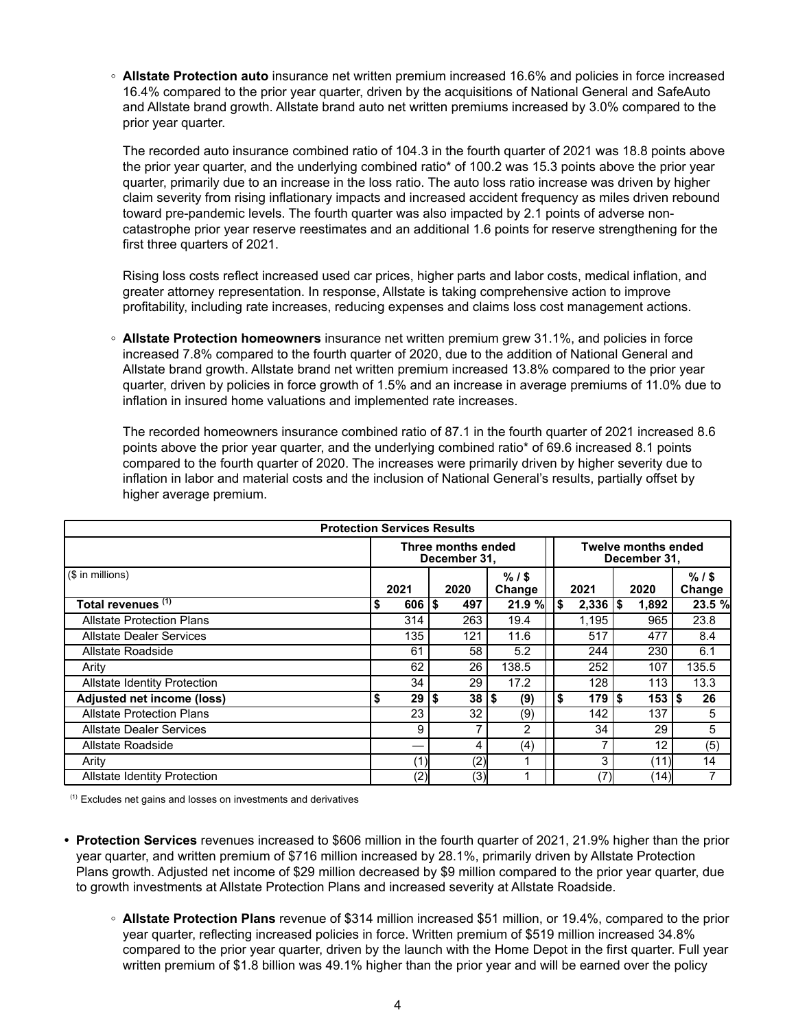◦ **Allstate Protection auto** insurance net written premium increased 16.6% and policies in force increased 16.4% compared to the prior year quarter, driven by the acquisitions of National General and SafeAuto and Allstate brand growth. Allstate brand auto net written premiums increased by 3.0% compared to the prior year quarter.

The recorded auto insurance combined ratio of 104.3 in the fourth quarter of 2021 was 18.8 points above the prior year quarter, and the underlying combined ratio* of 100.2 was 15.3 points above the prior year quarter, primarily due to an increase in the loss ratio. The auto loss ratio increase was driven by higher claim severity from rising inflationary impacts and increased accident frequency as miles driven rebound toward pre-pandemic levels. The fourth quarter was also impacted by 2.1 points of adverse non-catastrophe prior year reserve reestimates and an additional 1.6 points for reserve strengthening for the first three quarters of 2021.

Rising loss costs reflect increased used car prices, higher parts and labor costs, medical inflation, and greater attorney representation. In response, Allstate is taking comprehensive action to improve profitability, including rate increases, reducing expenses and claims loss cost management actions.

◦ **Allstate Protection homeowners** insurance net written premium grew 31.1%, and policies in force increased 7.8% compared to the fourth quarter of 2020, due to the addition of National General and Allstate brand growth. Allstate brand net written premium increased 13.8% compared to the prior year quarter, driven by policies in force growth of 1.5% and an increase in average premiums of 11.0% due to inflation in insured home valuations and implemented rate increases.

The recorded homeowners insurance combined ratio of 87.1 in the fourth quarter of 2021 increased 8.6 points above the prior year quarter, and the underlying combined ratio* of 69.6 increased 8.1 points compared to the fourth quarter of 2020. The increases were primarily driven by higher severity due to inflation in labor and material costs and the inclusion of National General's results, partially offset by higher average premium.

| Protection Services Results | | | | | | |
|---|---|---|---|---|---|---|
| | Three months ended December 31, | | | Twelve months ended December 31, | | |
| ($ in millions) | 2021 | 2020 | % / $ Change | 2021 | 2020 | % / $ Change |
| **Total revenues** [(1)] | **$ 606** | **$ 497** | **21.9 %** | **$ 2,336** | **$ 1,892** | **23.5 %** |
| Allstate Protection Plans | 314 | 263 | 19.4 | 1,195 | 965 | 23.8 |
| Allstate Dealer Services | 135 | 121 | 11.6 | 517 | 477 | 8.4 |
| Allstate Roadside | 61 | 58 | 5.2 | 244 | 230 | 6.1 |
| Arity | 62 | 26 | 138.5 | 252 | 107 | 135.5 |
| Allstate Identity Protection | 34 | 29 | 17.2 | 128 | 113 | 13.3 |
| **Adjusted net income (loss)** | **$ 29** | **$ 38** | **$ (9)** | **$ 179** | **$ 153** | **$ 26** |
| Allstate Protection Plans | 23 | 32 | (9) | 142 | 137 | 5 |
| Allstate Dealer Services | 9 | 7 | 2 | 34 | 29 | 5 |
| Allstate Roadside | — | 4 | (4) | 7 | 12 | (5) |
| Arity | (1) | (2) | 1 | 3 | (11) | 14 |
| Allstate Identity Protection | (2) | (3) | 1 | (7) | (14) | 7 |

[(1)] Excludes net gains and losses on investments and derivatives

- **Protection Services** revenues increased to $606 million in the fourth quarter of 2021, 21.9% higher than the prior year quarter, and written premium of $716 million increased by 28.1%, primarily driven by Allstate Protection Plans growth. Adjusted net income of $29 million decreased by $9 million compared to the prior year quarter, due to growth investments at Allstate Protection Plans and increased severity at Allstate Roadside.

    ◦ **Allstate Protection Plans** revenue of $314 million increased $51 million, or 19.4%, compared to the prior year quarter, reflecting increased policies in force. Written premium of $519 million increased 34.8% compared to the prior year quarter, driven by the launch with the Home Depot in the first quarter. Full year written premium of $1.8 billion was 49.1% higher than the prior year and will be earned over the policy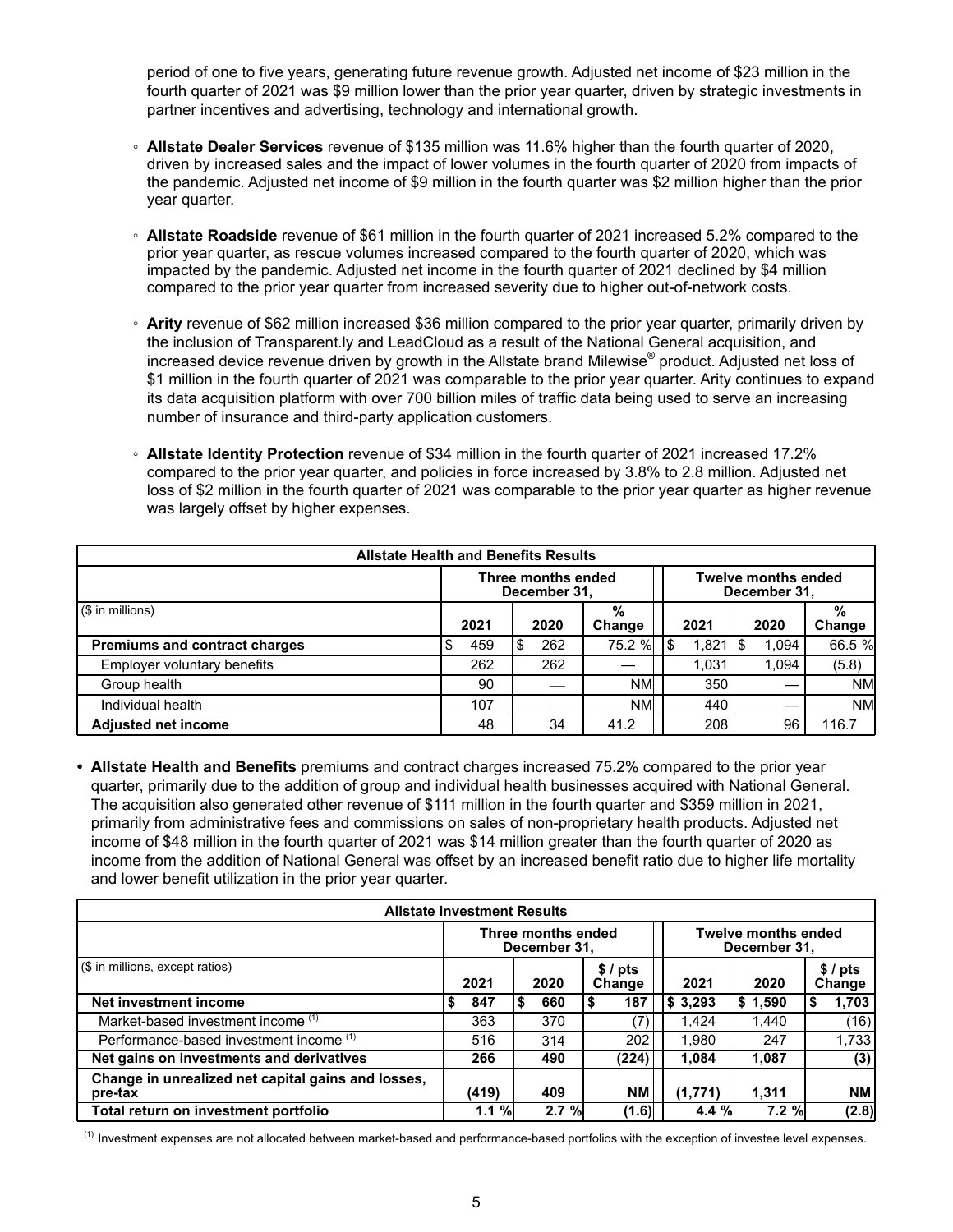period of one to five years, generating future revenue growth. Adjusted net income of $23 million in the fourth quarter of 2021 was $9 million lower than the prior year quarter, driven by strategic investments in partner incentives and advertising, technology and international growth.

- **Allstate Dealer Services** revenue of $135 million was 11.6% higher than the fourth quarter of 2020, driven by increased sales and the impact of lower volumes in the fourth quarter of 2020 from impacts of the pandemic. Adjusted net income of $9 million in the fourth quarter was $2 million higher than the prior year quarter.

- **Allstate Roadside** revenue of $61 million in the fourth quarter of 2021 increased 5.2% compared to the prior year quarter, as rescue volumes increased compared to the fourth quarter of 2020, which was impacted by the pandemic. Adjusted net income in the fourth quarter of 2021 declined by $4 million compared to the prior year quarter from increased severity due to higher out-of-network costs.

- **Arity** revenue of $62 million increased $36 million compared to the prior year quarter, primarily driven by the inclusion of Transparent.ly and LeadCloud as a result of the National General acquisition, and increased device revenue driven by growth in the Allstate brand Milewise® product. Adjusted net loss of $1 million in the fourth quarter of 2021 was comparable to the prior year quarter. Arity continues to expand its data acquisition platform with over 700 billion miles of traffic data being used to serve an increasing number of insurance and third-party application customers.

- **Allstate Identity Protection** revenue of $34 million in the fourth quarter of 2021 increased 17.2% compared to the prior year quarter, and policies in force increased by 3.8% to 2.8 million. Adjusted net loss of $2 million in the fourth quarter of 2021 was comparable to the prior year quarter as higher revenue was largely offset by higher expenses.

| Allstate Health and Benefits Results | | | | | | |
|---|---|---|---|---|---|---|
| | Three months ended December 31, | | | Twelve months ended December 31, | | |
| ($ in millions) | 2021 | 2020 | % Change | 2021 | 2020 | % Change |
| **Premiums and contract charges** | $ 459 | $ 262 | 75.2 % | $ 1,821 | $ 1,094 | 66.5 % |
| Employer voluntary benefits | 262 | 262 | — | 1,031 | 1,094 | (5.8) |
| Group health | 90 | — | NM | 350 | — | NM |
| Individual health | 107 | — | NM | 440 | — | NM |
| **Adjusted net income** | 48 | 34 | 41.2 | 208 | 96 | 116.7 |

- **Allstate Health and Benefits** premiums and contract charges increased 75.2% compared to the prior year quarter, primarily due to the addition of group and individual health businesses acquired with National General. The acquisition also generated other revenue of $111 million in the fourth quarter and $359 million in 2021, primarily from administrative fees and commissions on sales of non-proprietary health products. Adjusted net income of $48 million in the fourth quarter of 2021 was $14 million greater than the fourth quarter of 2020 as income from the addition of National General was offset by an increased benefit ratio due to higher life mortality and lower benefit utilization in the prior year quarter.

| Allstate Investment Results | | | | | | |
|---|---|---|---|---|---|---|
| | Three months ended December 31, | | | Twelve months ended December 31, | | |
| ($ in millions, except ratios) | 2021 | 2020 | $ / pts Change | 2021 | 2020 | $ / pts Change |
| **Net investment income** | **$ 847** | **$ 660** | **$ 187** | **$ 3,293** | **$ 1,590** | **$ 1,703** |
| Market-based investment income [(1)] | 363 | 370 | (7) | 1,424 | 1,440 | (16) |
| Performance-based investment income [(1)] | 516 | 314 | 202 | 1,980 | 247 | 1,733 |
| **Net gains on investments and derivatives** | **266** | **490** | **(224)** | **1,084** | **1,087** | **(3)** |
| **Change in unrealized net capital gains and losses, pre-tax** | **(419)** | **409** | **NM** | **(1,771)** | **1,311** | **NM** |
| **Total return on investment portfolio** | **1.1 %** | **2.7 %** | **(1.6)** | **4.4 %** | **7.2 %** | **(2.8)** |

(1) Investment expenses are not allocated between market-based and performance-based portfolios with the exception of investee level expenses.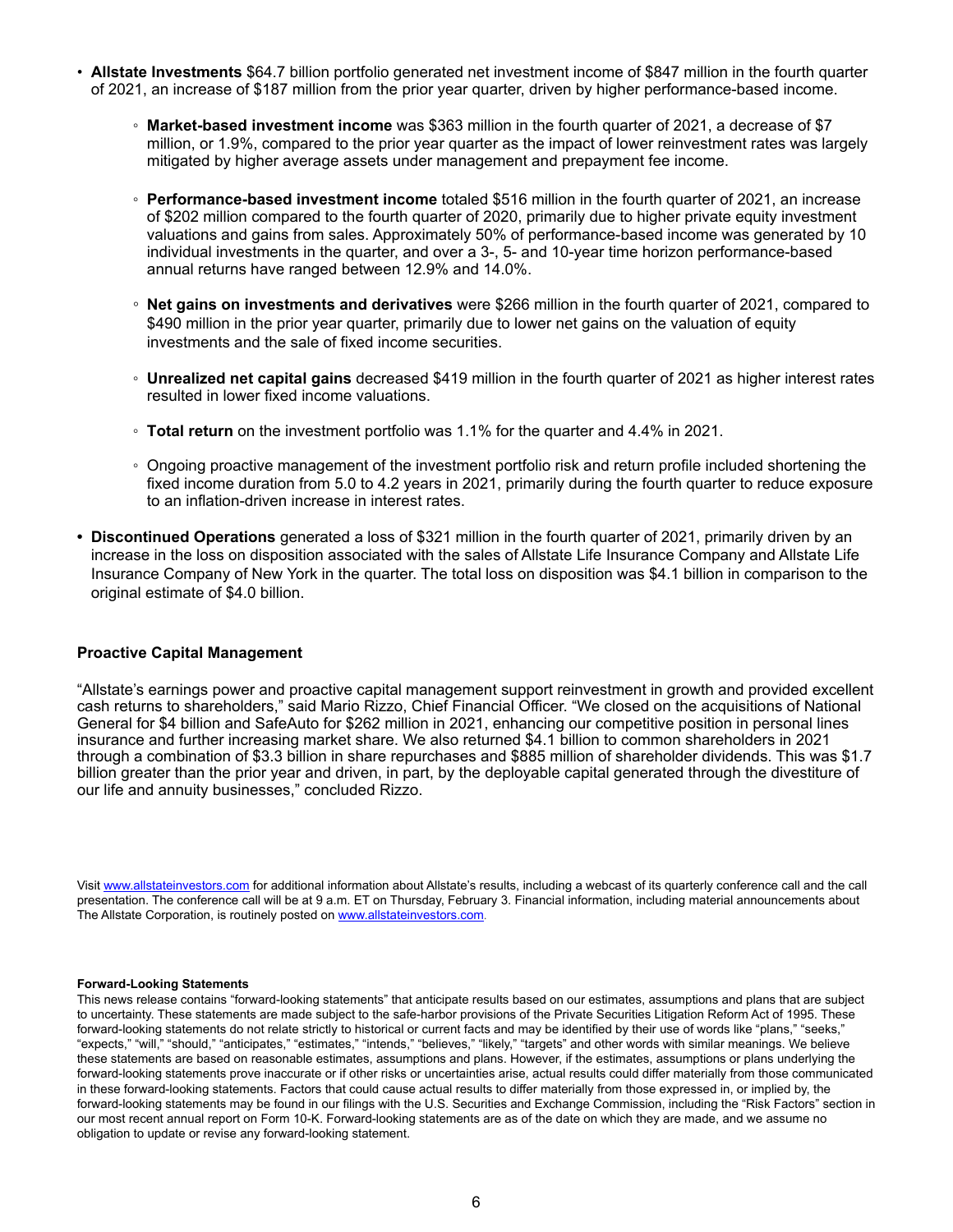- **Allstate Investments** $64.7 billion portfolio generated net investment income of $847 million in the fourth quarter of 2021, an increase of $187 million from the prior year quarter, driven by higher performance-based income.
    - **Market-based investment income** was $363 million in the fourth quarter of 2021, a decrease of $7 million, or 1.9%, compared to the prior year quarter as the impact of lower reinvestment rates was largely mitigated by higher average assets under management and prepayment fee income.
    - **Performance-based investment income** totaled $516 million in the fourth quarter of 2021, an increase of $202 million compared to the fourth quarter of 2020, primarily due to higher private equity investment valuations and gains from sales. Approximately 50% of performance-based income was generated by 10 individual investments in the quarter, and over a 3-, 5- and 10-year time horizon performance-based annual returns have ranged between 12.9% and 14.0%.
    - **Net gains on investments and derivatives** were $266 million in the fourth quarter of 2021, compared to $490 million in the prior year quarter, primarily due to lower net gains on the valuation of equity investments and the sale of fixed income securities.
    - **Unrealized net capital gains** decreased $419 million in the fourth quarter of 2021 as higher interest rates resulted in lower fixed income valuations.
    - **Total return** on the investment portfolio was 1.1% for the quarter and 4.4% in 2021.
    - Ongoing proactive management of the investment portfolio risk and return profile included shortening the fixed income duration from 5.0 to 4.2 years in 2021, primarily during the fourth quarter to reduce exposure to an inflation-driven increase in interest rates.
- **Discontinued Operations** generated a loss of $321 million in the fourth quarter of 2021, primarily driven by an increase in the loss on disposition associated with the sales of Allstate Life Insurance Company and Allstate Life Insurance Company of New York in the quarter. The total loss on disposition was $4.1 billion in comparison to the original estimate of $4.0 billion.

**Proactive Capital Management**

"Allstate's earnings power and proactive capital management support reinvestment in growth and provided excellent cash returns to shareholders," said Mario Rizzo, Chief Financial Officer. "We closed on the acquisitions of National General for $4 billion and SafeAuto for $262 million in 2021, enhancing our competitive position in personal lines insurance and further increasing market share. We also returned $4.1 billion to common shareholders in 2021 through a combination of $3.3 billion in share repurchases and $885 million of shareholder dividends. This was $1.7 billion greater than the prior year and driven, in part, by the deployable capital generated through the divestiture of our life and annuity businesses," concluded Rizzo.

Visit www.allstateinvestors.com for additional information about Allstate's results, including a webcast of its quarterly conference call and the call presentation. The conference call will be at 9 a.m. ET on Thursday, February 3. Financial information, including material announcements about The Allstate Corporation, is routinely posted on www.allstateinvestors.com.

**Forward-Looking Statements**

This news release contains "forward-looking statements" that anticipate results based on our estimates, assumptions and plans that are subject to uncertainty. These statements are made subject to the safe-harbor provisions of the Private Securities Litigation Reform Act of 1995. These forward-looking statements do not relate strictly to historical or current facts and may be identified by their use of words like "plans," "seeks," "expects," "will," "should," "anticipates," "estimates," "intends," "believes," "likely," "targets" and other words with similar meanings. We believe these statements are based on reasonable estimates, assumptions and plans. However, if the estimates, assumptions or plans underlying the forward-looking statements prove inaccurate or if other risks or uncertainties arise, actual results could differ materially from those communicated in these forward-looking statements. Factors that could cause actual results to differ materially from those expressed in, or implied by, the forward-looking statements may be found in our filings with the U.S. Securities and Exchange Commission, including the "Risk Factors" section in our most recent annual report on Form 10-K. Forward-looking statements are as of the date on which they are made, and we assume no obligation to update or revise any forward-looking statement.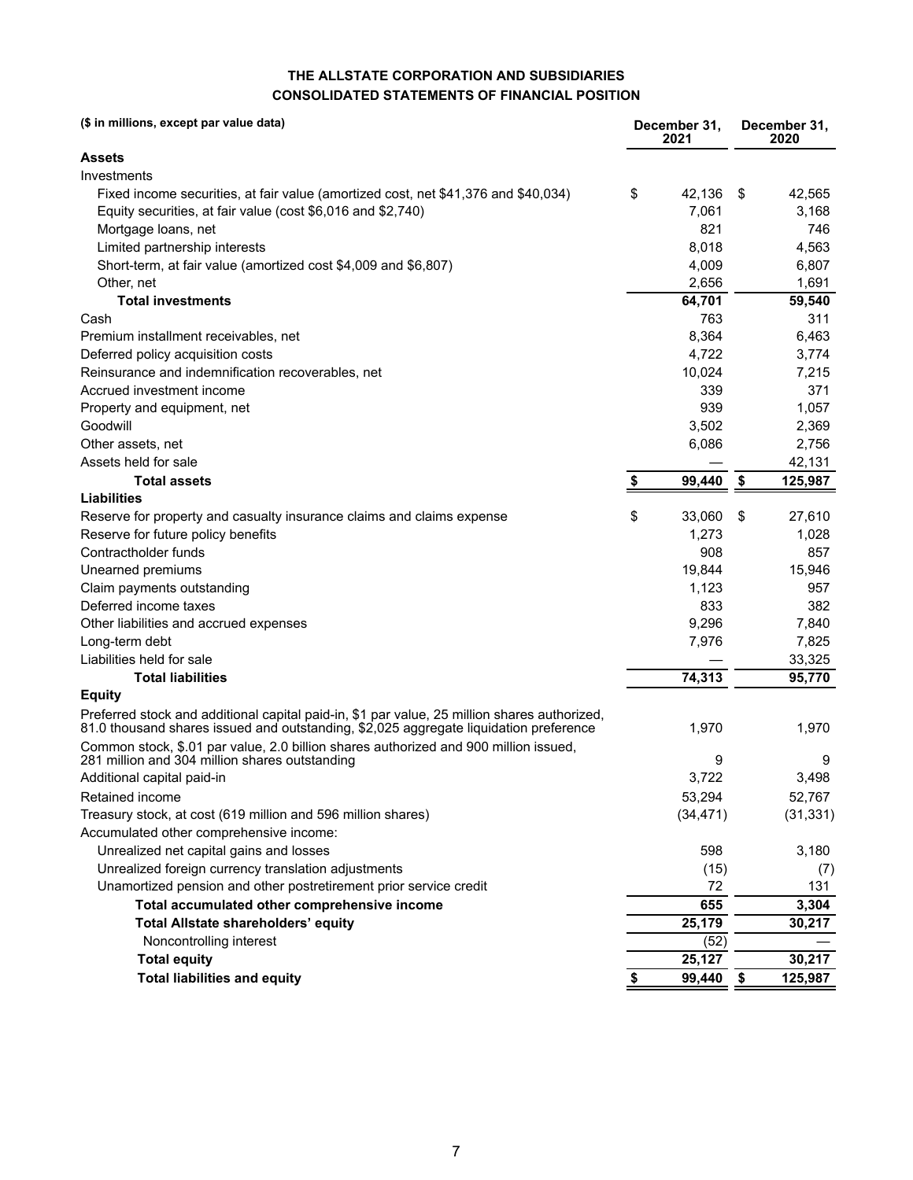**THE ALLSTATE CORPORATION AND SUBSIDIARIES**

**CONSOLIDATED STATEMENTS OF FINANCIAL POSITION**

| ($ in millions, except par value data) | December 31, 2021 | December 31, 2020 |
|---|---|---|
| **Assets** | | |
| Investments | | |
| Fixed income securities, at fair value (amortized cost, net $41,376 and $40,034) | $ 42,136 | $ 42,565 |
| Equity securities, at fair value (cost $6,016 and $2,740) | 7,061 | 3,168 |
| Mortgage loans, net | 821 | 746 |
| Limited partnership interests | 8,018 | 4,563 |
| Short-term, at fair value (amortized cost $4,009 and $6,807) | 4,009 | 6,807 |
| Other, net | 2,656 | 1,691 |
| **Total investments** | **64,701** | **59,540** |
| Cash | 763 | 311 |
| Premium installment receivables, net | 8,364 | 6,463 |
| Deferred policy acquisition costs | 4,722 | 3,774 |
| Reinsurance and indemnification recoverables, net | 10,024 | 7,215 |
| Accrued investment income | 339 | 371 |
| Property and equipment, net | 939 | 1,057 |
| Goodwill | 3,502 | 2,369 |
| Other assets, net | 6,086 | 2,756 |
| Assets held for sale | — | 42,131 |
| **Total assets** | **$ 99,440** | **$ 125,987** |
| **Liabilities** | | |
| Reserve for property and casualty insurance claims and claims expense | $ 33,060 | $ 27,610 |
| Reserve for future policy benefits | 1,273 | 1,028 |
| Contractholder funds | 908 | 857 |
| Unearned premiums | 19,844 | 15,946 |
| Claim payments outstanding | 1,123 | 957 |
| Deferred income taxes | 833 | 382 |
| Other liabilities and accrued expenses | 9,296 | 7,840 |
| Long-term debt | 7,976 | 7,825 |
| Liabilities held for sale | — | 33,325 |
| **Total liabilities** | **74,313** | **95,770** |
| **Equity** | | |
| Preferred stock and additional capital paid-in, $1 par value, 25 million shares authorized, 81.0 thousand shares issued and outstanding, $2,025 aggregate liquidation preference | 1,970 | 1,970 |
| Common stock, $.01 par value, 2.0 billion shares authorized and 900 million issued, 281 million and 304 million shares outstanding | 9 | 9 |
| Additional capital paid-in | 3,722 | 3,498 |
| Retained income | 53,294 | 52,767 |
| Treasury stock, at cost (619 million and 596 million shares) | (34,471) | (31,331) |
| Accumulated other comprehensive income: | | |
| Unrealized net capital gains and losses | 598 | 3,180 |
| Unrealized foreign currency translation adjustments | (15) | (7) |
| Unamortized pension and other postretirement prior service credit | 72 | 131 |
| **Total accumulated other comprehensive income** | **655** | **3,304** |
| **Total Allstate shareholders' equity** | **25,179** | **30,217** |
| Noncontrolling interest | (52) | — |
| **Total equity** | **25,127** | **30,217** |
| **Total liabilities and equity** | **$ 99,440** | **$ 125,987** |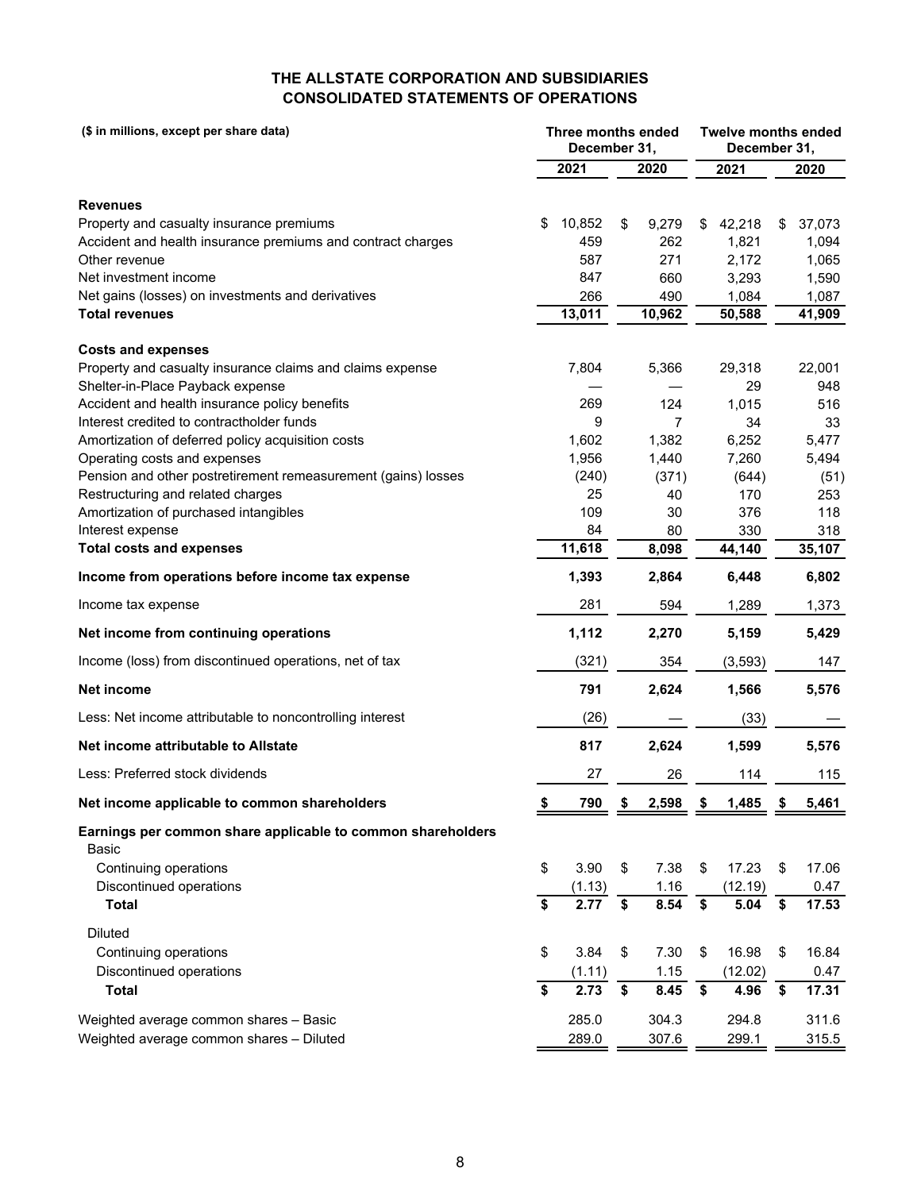# THE ALLSTATE CORPORATION AND SUBSIDIARIES
## CONSOLIDATED STATEMENTS OF OPERATIONS

| ($ in millions, except per share data) | Three months ended December 31, | | Twelve months ended December 31, | |
|---|---|---|---|---|
| | 2021 | 2020 | 2021 | 2020 |
| **Revenues** | | | | |
| Property and casualty insurance premiums | $ 10,852 | $ 9,279 | $ 42,218 | $ 37,073 |
| Accident and health insurance premiums and contract charges | 459 | 262 | 1,821 | 1,094 |
| Other revenue | 587 | 271 | 2,172 | 1,065 |
| Net investment income | 847 | 660 | 3,293 | 1,590 |
| Net gains (losses) on investments and derivatives | 266 | 490 | 1,084 | 1,087 |
| **Total revenues** | **13,011** | **10,962** | **50,588** | **41,909** |
| **Costs and expenses** | | | | |
| Property and casualty insurance claims and claims expense | 7,804 | 5,366 | 29,318 | 22,001 |
| Shelter-in-Place Payback expense | — | — | 29 | 948 |
| Accident and health insurance policy benefits | 269 | 124 | 1,015 | 516 |
| Interest credited to contractholder funds | 9 | 7 | 34 | 33 |
| Amortization of deferred policy acquisition costs | 1,602 | 1,382 | 6,252 | 5,477 |
| Operating costs and expenses | 1,956 | 1,440 | 7,260 | 5,494 |
| Pension and other postretirement remeasurement (gains) losses | (240) | (371) | (644) | (51) |
| Restructuring and related charges | 25 | 40 | 170 | 253 |
| Amortization of purchased intangibles | 109 | 30 | 376 | 118 |
| Interest expense | 84 | 80 | 330 | 318 |
| **Total costs and expenses** | **11,618** | **8,098** | **44,140** | **35,107** |
| **Income from operations before income tax expense** | **1,393** | **2,864** | **6,448** | **6,802** |
| Income tax expense | 281 | 594 | 1,289 | 1,373 |
| **Net income from continuing operations** | **1,112** | **2,270** | **5,159** | **5,429** |
| Income (loss) from discontinued operations, net of tax | (321) | 354 | (3,593) | 147 |
| **Net income** | **791** | **2,624** | **1,566** | **5,576** |
| Less: Net income attributable to noncontrolling interest | (26) | — | (33) | — |
| **Net income attributable to Allstate** | **817** | **2,624** | **1,599** | **5,576** |
| Less: Preferred stock dividends | 27 | 26 | 114 | 115 |
| **Net income applicable to common shareholders** | **$ 790** | **$ 2,598** | **$ 1,485** | **$ 5,461** |
| **Earnings per common share applicable to common shareholders** | | | | |
| Basic | | | | |
| Continuing operations | $ 3.90 | $ 7.38 | $ 17.23 | $ 17.06 |
| Discontinued operations | (1.13) | 1.16 | (12.19) | 0.47 |
| **Total** | **$ 2.77** | **$ 8.54** | **$ 5.04** | **$ 17.53** |
| Diluted | | | | |
| Continuing operations | $ 3.84 | $ 7.30 | $ 16.98 | $ 16.84 |
| Discontinued operations | (1.11) | 1.15 | (12.02) | 0.47 |
| **Total** | **$ 2.73** | **$ 8.45** | **$ 4.96** | **$ 17.31** |
| Weighted average common shares – Basic | 285.0 | 304.3 | 294.8 | 311.6 |
| Weighted average common shares – Diluted | 289.0 | 307.6 | 299.1 | 315.5 |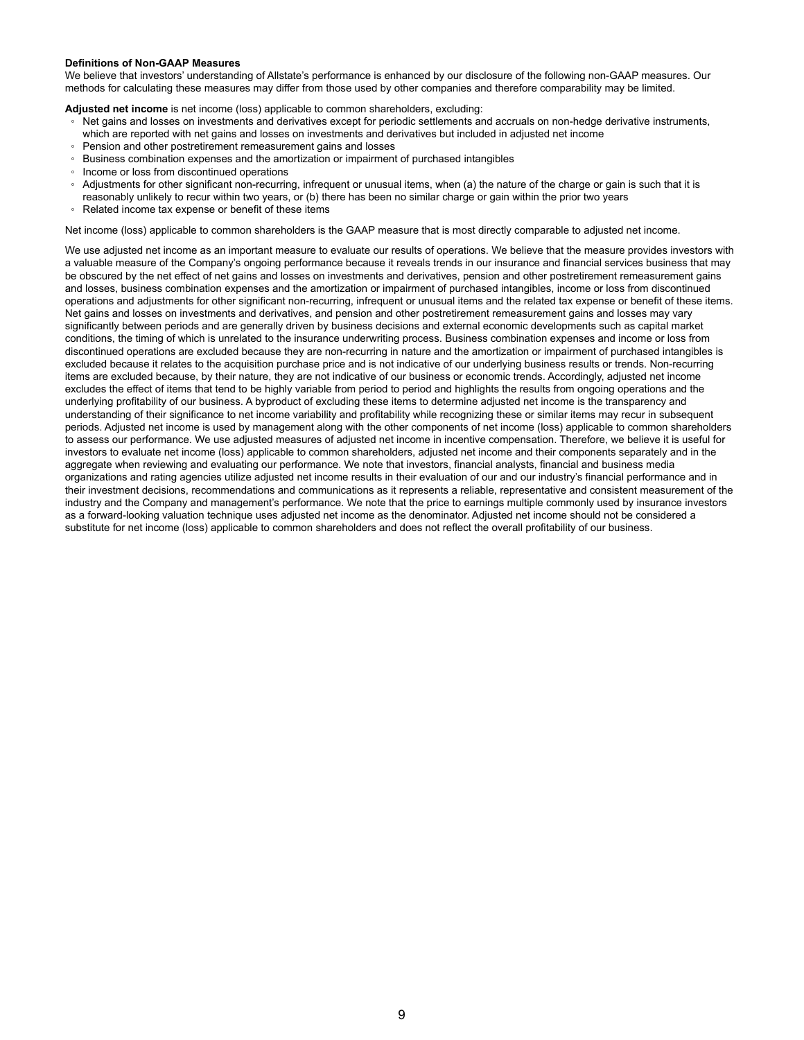**Definitions of Non-GAAP Measures**

We believe that investors' understanding of Allstate's performance is enhanced by our disclosure of the following non-GAAP measures. Our methods for calculating these measures may differ from those used by other companies and therefore comparability may be limited.

**Adjusted net income** is net income (loss) applicable to common shareholders, excluding:

- Net gains and losses on investments and derivatives except for periodic settlements and accruals on non-hedge derivative instruments, which are reported with net gains and losses on investments and derivatives but included in adjusted net income
- Pension and other postretirement remeasurement gains and losses
- Business combination expenses and the amortization or impairment of purchased intangibles
- Income or loss from discontinued operations
- Adjustments for other significant non-recurring, infrequent or unusual items, when (a) the nature of the charge or gain is such that it is reasonably unlikely to recur within two years, or (b) there has been no similar charge or gain within the prior two years
- Related income tax expense or benefit of these items

Net income (loss) applicable to common shareholders is the GAAP measure that is most directly comparable to adjusted net income.

We use adjusted net income as an important measure to evaluate our results of operations. We believe that the measure provides investors with a valuable measure of the Company's ongoing performance because it reveals trends in our insurance and financial services business that may be obscured by the net effect of net gains and losses on investments and derivatives, pension and other postretirement remeasurement gains and losses, business combination expenses and the amortization or impairment of purchased intangibles, income or loss from discontinued operations and adjustments for other significant non-recurring, infrequent or unusual items and the related tax expense or benefit of these items. Net gains and losses on investments and derivatives, and pension and other postretirement remeasurement gains and losses may vary significantly between periods and are generally driven by business decisions and external economic developments such as capital market conditions, the timing of which is unrelated to the insurance underwriting process. Business combination expenses and income or loss from discontinued operations are excluded because they are non-recurring in nature and the amortization or impairment of purchased intangibles is excluded because it relates to the acquisition purchase price and is not indicative of our underlying business results or trends. Non-recurring items are excluded because, by their nature, they are not indicative of our business or economic trends. Accordingly, adjusted net income excludes the effect of items that tend to be highly variable from period to period and highlights the results from ongoing operations and the underlying profitability of our business. A byproduct of excluding these items to determine adjusted net income is the transparency and understanding of their significance to net income variability and profitability while recognizing these or similar items may recur in subsequent periods. Adjusted net income is used by management along with the other components of net income (loss) applicable to common shareholders to assess our performance. We use adjusted measures of adjusted net income in incentive compensation. Therefore, we believe it is useful for investors to evaluate net income (loss) applicable to common shareholders, adjusted net income and their components separately and in the aggregate when reviewing and evaluating our performance. We note that investors, financial analysts, financial and business media organizations and rating agencies utilize adjusted net income results in their evaluation of our and our industry's financial performance and in their investment decisions, recommendations and communications as it represents a reliable, representative and consistent measurement of the industry and the Company and management's performance. We note that the price to earnings multiple commonly used by insurance investors as a forward-looking valuation technique uses adjusted net income as the denominator. Adjusted net income should not be considered a substitute for net income (loss) applicable to common shareholders and does not reflect the overall profitability of our business.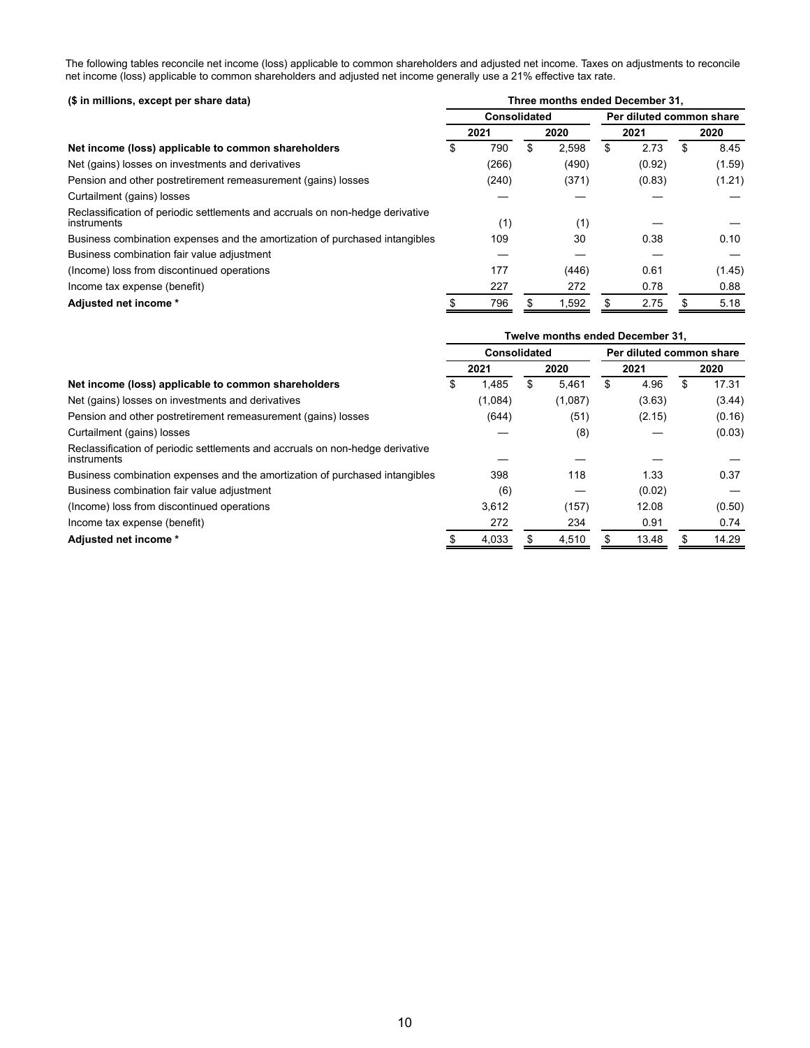The following tables reconcile net income (loss) applicable to common shareholders and adjusted net income. Taxes on adjustments to reconcile net income (loss) applicable to common shareholders and adjusted net income generally use a 21% effective tax rate.

| ($ in millions, except per share data) | Three months ended December 31, | | | |
|---|---|---|---|---|
| | Consolidated | | Per diluted common share | |
| | 2021 | 2020 | 2021 | 2020 |
| **Net income (loss) applicable to common shareholders** | $ 790 | $ 2,598 | $ 2.73 | $ 8.45 |
| Net (gains) losses on investments and derivatives | (266) | (490) | (0.92) | (1.59) |
| Pension and other postretirement remeasurement (gains) losses | (240) | (371) | (0.83) | (1.21) |
| Curtailment (gains) losses | — | — | — | — |
| Reclassification of periodic settlements and accruals on non-hedge derivative instruments | (1) | (1) | — | — |
| Business combination expenses and the amortization of purchased intangibles | 109 | 30 | 0.38 | 0.10 |
| Business combination fair value adjustment | — | — | — | — |
| (Income) loss from discontinued operations | 177 | (446) | 0.61 | (1.45) |
| Income tax expense (benefit) | 227 | 272 | 0.78 | 0.88 |
| **Adjusted net income \*** | $ 796 | $ 1,592 | $ 2.75 | $ 5.18 |

| | Twelve months ended December 31, | | | |
|---|---|---|---|---|
| | Consolidated | | Per diluted common share | |
| | 2021 | 2020 | 2021 | 2020 |
| **Net income (loss) applicable to common shareholders** | $ 1,485 | $ 5,461 | $ 4.96 | $ 17.31 |
| Net (gains) losses on investments and derivatives | (1,084) | (1,087) | (3.63) | (3.44) |
| Pension and other postretirement remeasurement (gains) losses | (644) | (51) | (2.15) | (0.16) |
| Curtailment (gains) losses | — | (8) | — | (0.03) |
| Reclassification of periodic settlements and accruals on non-hedge derivative instruments | — | — | — | — |
| Business combination expenses and the amortization of purchased intangibles | 398 | 118 | 1.33 | 0.37 |
| Business combination fair value adjustment | (6) | — | (0.02) | — |
| (Income) loss from discontinued operations | 3,612 | (157) | 12.08 | (0.50) |
| Income tax expense (benefit) | 272 | 234 | 0.91 | 0.74 |
| **Adjusted net income \*** | $ 4,033 | $ 4,510 | $ 13.48 | $ 14.29 |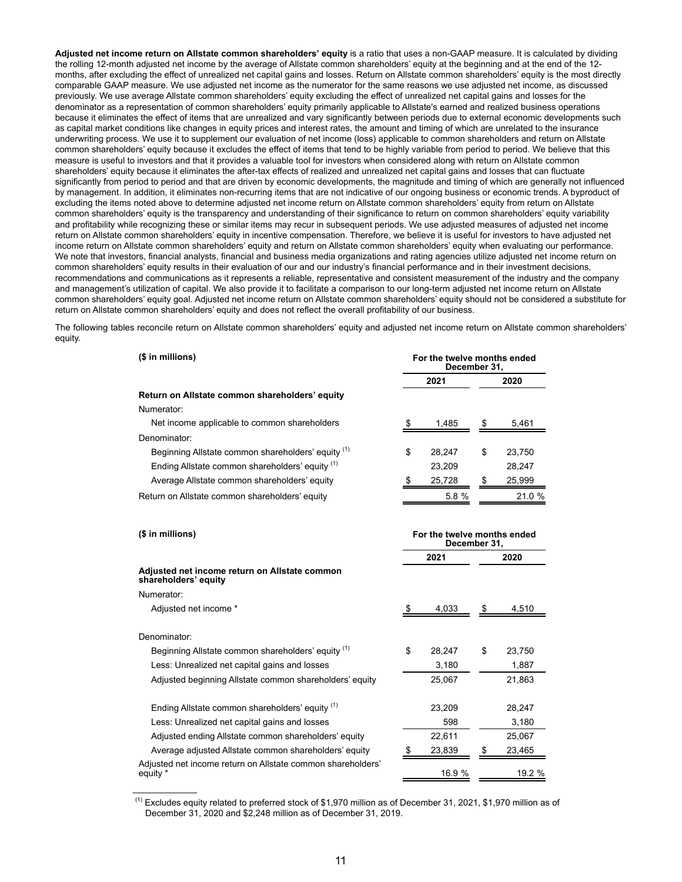**Adjusted net income return on Allstate common shareholders' equity** is a ratio that uses a non-GAAP measure. It is calculated by dividing the rolling 12-month adjusted net income by the average of Allstate common shareholders' equity at the beginning and at the end of the 12-months, after excluding the effect of unrealized net capital gains and losses. Return on Allstate common shareholders' equity is the most directly comparable GAAP measure. We use adjusted net income as the numerator for the same reasons we use adjusted net income, as discussed previously. We use average Allstate common shareholders' equity excluding the effect of unrealized net capital gains and losses for the denominator as a representation of common shareholders' equity primarily applicable to Allstate's earned and realized business operations because it eliminates the effect of items that are unrealized and vary significantly between periods due to external economic developments such as capital market conditions like changes in equity prices and interest rates, the amount and timing of which are unrelated to the insurance underwriting process. We use it to supplement our evaluation of net income (loss) applicable to common shareholders and return on Allstate common shareholders' equity because it excludes the effect of items that tend to be highly variable from period to period. We believe that this measure is useful to investors and that it provides a valuable tool for investors when considered along with return on Allstate common shareholders' equity because it eliminates the after-tax effects of realized and unrealized net capital gains and losses that can fluctuate significantly from period to period and that are driven by economic developments, the magnitude and timing of which are generally not influenced by management. In addition, it eliminates non-recurring items that are not indicative of our ongoing business or economic trends. A byproduct of excluding the items noted above to determine adjusted net income return on Allstate common shareholders' equity from return on Allstate common shareholders' equity is the transparency and understanding of their significance to return on common shareholders' equity variability and profitability while recognizing these or similar items may recur in subsequent periods. We use adjusted measures of adjusted net income return on Allstate common shareholders' equity in incentive compensation. Therefore, we believe it is useful for investors to have adjusted net income return on Allstate common shareholders' equity and return on Allstate common shareholders' equity when evaluating our performance. We note that investors, financial analysts, financial and business media organizations and rating agencies utilize adjusted net income return on common shareholders' equity results in their evaluation of our and our industry's financial performance and in their investment decisions, recommendations and communications as it represents a reliable, representative and consistent measurement of the industry and the company and management's utilization of capital. We also provide it to facilitate a comparison to our long-term adjusted net income return on Allstate common shareholders' equity goal. Adjusted net income return on Allstate common shareholders' equity should not be considered a substitute for return on Allstate common shareholders' equity and does not reflect the overall profitability of our business.

The following tables reconcile return on Allstate common shareholders' equity and adjusted net income return on Allstate common shareholders' equity.

| ($ in millions) | For the twelve months ended December 31, | |
|---|---|---|
| | 2021 | 2020 |
| **Return on Allstate common shareholders' equity** | | |
| Numerator: | | |
| Net income applicable to common shareholders | $ 1,485 | $ 5,461 |
| Denominator: | | |
| Beginning Allstate common shareholders' equity [(1)] | $ 28,247 | $ 23,750 |
| Ending Allstate common shareholders' equity [(1)] | 23,209 | 28,247 |
| Average Allstate common shareholders' equity | $ 25,728 | $ 25,999 |
| Return on Allstate common shareholders' equity | 5.8 % | 21.0 % |

| ($ in millions) | For the twelve months ended December 31, | |
|---|---|---|
| | 2021 | 2020 |
| **Adjusted net income return on Allstate common shareholders' equity** | | |
| Numerator: | | |
| Adjusted net income * | $ 4,033 | $ 4,510 |
| Denominator: | | |
| Beginning Allstate common shareholders' equity [(1)] | $ 28,247 | $ 23,750 |
| Less: Unrealized net capital gains and losses | 3,180 | 1,887 |
| Adjusted beginning Allstate common shareholders' equity | 25,067 | 21,863 |
| Ending Allstate common shareholders' equity [(1)] | 23,209 | 28,247 |
| Less: Unrealized net capital gains and losses | 598 | 3,180 |
| Adjusted ending Allstate common shareholders' equity | 22,611 | 25,067 |
| Average adjusted Allstate common shareholders' equity | $ 23,839 | $ 23,465 |
| Adjusted net income return on Allstate common shareholders' equity * | 16.9 % | 19.2 % |

[(1)] Excludes equity related to preferred stock of $1,970 million as of December 31, 2021, $1,970 million as of December 31, 2020 and $2,248 million as of December 31, 2019.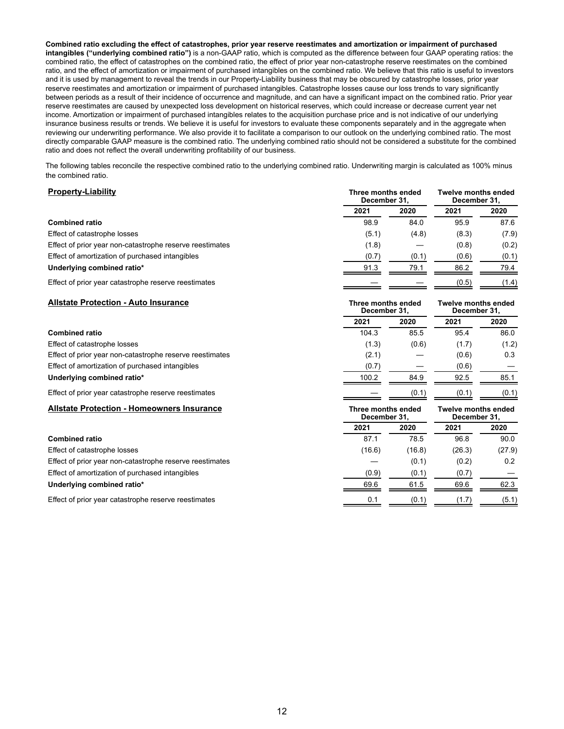**Combined ratio excluding the effect of catastrophes, prior year reserve reestimates and amortization or impairment of purchased intangibles ("underlying combined ratio")** is a non-GAAP ratio, which is computed as the difference between four GAAP operating ratios: the combined ratio, the effect of catastrophes on the combined ratio, the effect of prior year non-catastrophe reserve reestimates on the combined ratio, and the effect of amortization or impairment of purchased intangibles on the combined ratio. We believe that this ratio is useful to investors and it is used by management to reveal the trends in our Property-Liability business that may be obscured by catastrophe losses, prior year reserve reestimates and amortization or impairment of purchased intangibles. Catastrophe losses cause our loss trends to vary significantly between periods as a result of their incidence of occurrence and magnitude, and can have a significant impact on the combined ratio. Prior year reserve reestimates are caused by unexpected loss development on historical reserves, which could increase or decrease current year net income. Amortization or impairment of purchased intangibles relates to the acquisition purchase price and is not indicative of our underlying insurance business results or trends. We believe it is useful for investors to evaluate these components separately and in the aggregate when reviewing our underwriting performance. We also provide it to facilitate a comparison to our outlook on the underlying combined ratio. The most directly comparable GAAP measure is the combined ratio. The underlying combined ratio should not be considered a substitute for the combined ratio and does not reflect the overall underwriting profitability of our business.

The following tables reconcile the respective combined ratio to the underlying combined ratio. Underwriting margin is calculated as 100% minus the combined ratio.

| **Property-Liability** | **Three months ended December 31,** | | **Twelve months ended December 31,** | |
|---|---|---|---|---|
| | **2021** | **2020** | **2021** | **2020** |
| **Combined ratio** | 98.9 | 84.0 | 95.9 | 87.6 |
| Effect of catastrophe losses | (5.1) | (4.8) | (8.3) | (7.9) |
| Effect of prior year non-catastrophe reserve reestimates | (1.8) | — | (0.8) | (0.2) |
| Effect of amortization of purchased intangibles | (0.7) | (0.1) | (0.6) | (0.1) |
| **Underlying combined ratio*** | 91.3 | 79.1 | 86.2 | 79.4 |
| Effect of prior year catastrophe reserve reestimates | — | — | (0.5) | (1.4) |

| **Allstate Protection - Auto Insurance** | **Three months ended December 31,** | | **Twelve months ended December 31,** | |
|---|---|---|---|---|
| | **2021** | **2020** | **2021** | **2020** |
| **Combined ratio** | 104.3 | 85.5 | 95.4 | 86.0 |
| Effect of catastrophe losses | (1.3) | (0.6) | (1.7) | (1.2) |
| Effect of prior year non-catastrophe reserve reestimates | (2.1) | — | (0.6) | 0.3 |
| Effect of amortization of purchased intangibles | (0.7) | — | (0.6) | — |
| **Underlying combined ratio*** | 100.2 | 84.9 | 92.5 | 85.1 |
| Effect of prior year catastrophe reserve reestimates | — | (0.1) | (0.1) | (0.1) |

| **Allstate Protection - Homeowners Insurance** | **Three months ended December 31,** | | **Twelve months ended December 31,** | |
|---|---|---|---|---|
| | **2021** | **2020** | **2021** | **2020** |
| **Combined ratio** | 87.1 | 78.5 | 96.8 | 90.0 |
| Effect of catastrophe losses | (16.6) | (16.8) | (26.3) | (27.9) |
| Effect of prior year non-catastrophe reserve reestimates | — | (0.1) | (0.2) | 0.2 |
| Effect of amortization of purchased intangibles | (0.9) | (0.1) | (0.7) | — |
| **Underlying combined ratio*** | 69.6 | 61.5 | 69.6 | 62.3 |
| Effect of prior year catastrophe reserve reestimates | 0.1 | (0.1) | (1.7) | (5.1) |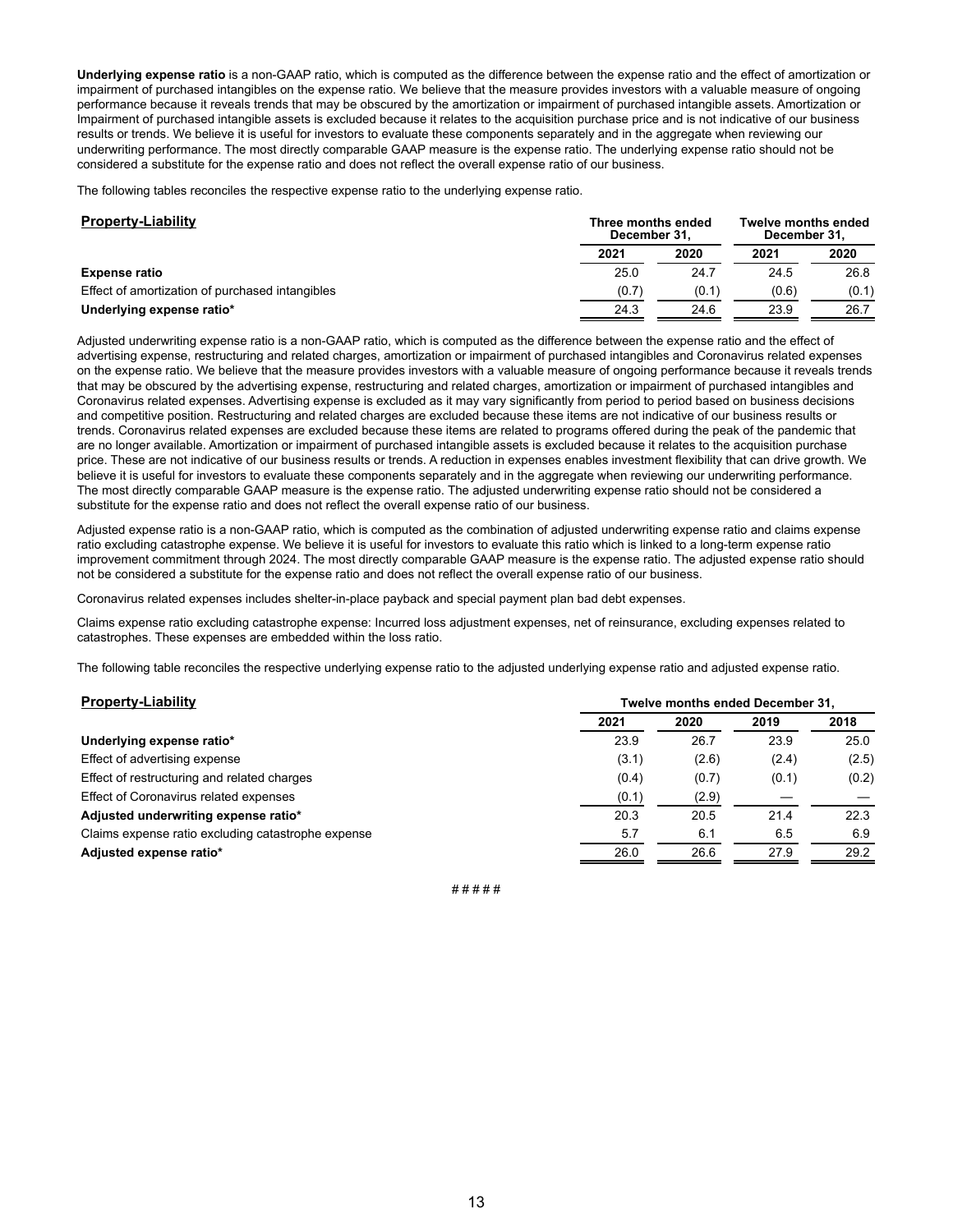**Underlying expense ratio** is a non-GAAP ratio, which is computed as the difference between the expense ratio and the effect of amortization or impairment of purchased intangibles on the expense ratio. We believe that the measure provides investors with a valuable measure of ongoing performance because it reveals trends that may be obscured by the amortization or impairment of purchased intangible assets. Amortization or Impairment of purchased intangible assets is excluded because it relates to the acquisition purchase price and is not indicative of our business results or trends. We believe it is useful for investors to evaluate these components separately and in the aggregate when reviewing our underwriting performance. The most directly comparable GAAP measure is the expense ratio. The underlying expense ratio should not be considered a substitute for the expense ratio and does not reflect the overall expense ratio of our business.

The following tables reconciles the respective expense ratio to the underlying expense ratio.

| **Property-Liability** | Three months ended December 31, | | Twelve months ended December 31, | |
|---|---|---|---|---|
| | **2021** | **2020** | **2021** | **2020** |
| **Expense ratio** | 25.0 | 24.7 | 24.5 | 26.8 |
| Effect of amortization of purchased intangibles | (0.7) | (0.1) | (0.6) | (0.1) |
| **Underlying expense ratio*** | 24.3 | 24.6 | 23.9 | 26.7 |

Adjusted underwriting expense ratio is a non-GAAP ratio, which is computed as the difference between the expense ratio and the effect of advertising expense, restructuring and related charges, amortization or impairment of purchased intangibles and Coronavirus related expenses on the expense ratio. We believe that the measure provides investors with a valuable measure of ongoing performance because it reveals trends that may be obscured by the advertising expense, restructuring and related charges, amortization or impairment of purchased intangibles and Coronavirus related expenses. Advertising expense is excluded as it may vary significantly from period to period based on business decisions and competitive position. Restructuring and related charges are excluded because these items are not indicative of our business results or trends. Coronavirus related expenses are excluded because these items are related to programs offered during the peak of the pandemic that are no longer available. Amortization or impairment of purchased intangible assets is excluded because it relates to the acquisition purchase price. These are not indicative of our business results or trends. A reduction in expenses enables investment flexibility that can drive growth. We believe it is useful for investors to evaluate these components separately and in the aggregate when reviewing our underwriting performance. The most directly comparable GAAP measure is the expense ratio. The adjusted underwriting expense ratio should not be considered a substitute for the expense ratio and does not reflect the overall expense ratio of our business.

Adjusted expense ratio is a non-GAAP ratio, which is computed as the combination of adjusted underwriting expense ratio and claims expense ratio excluding catastrophe expense. We believe it is useful for investors to evaluate this ratio which is linked to a long-term expense ratio improvement commitment through 2024. The most directly comparable GAAP measure is the expense ratio. The adjusted expense ratio should not be considered a substitute for the expense ratio and does not reflect the overall expense ratio of our business.

Coronavirus related expenses includes shelter-in-place payback and special payment plan bad debt expenses.

Claims expense ratio excluding catastrophe expense: Incurred loss adjustment expenses, net of reinsurance, excluding expenses related to catastrophes. These expenses are embedded within the loss ratio.

The following table reconciles the respective underlying expense ratio to the adjusted underlying expense ratio and adjusted expense ratio.

| **Property-Liability** | Twelve months ended December 31, | | | |
|---|---|---|---|---|
| | **2021** | **2020** | **2019** | **2018** |
| **Underlying expense ratio*** | 23.9 | 26.7 | 23.9 | 25.0 |
| Effect of advertising expense | (3.1) | (2.6) | (2.4) | (2.5) |
| Effect of restructuring and related charges | (0.4) | (0.7) | (0.1) | (0.2) |
| Effect of Coronavirus related expenses | (0.1) | (2.9) | — | — |
| **Adjusted underwriting expense ratio*** | 20.3 | 20.5 | 21.4 | 22.3 |
| Claims expense ratio excluding catastrophe expense | 5.7 | 6.1 | 6.5 | 6.9 |
| **Adjusted expense ratio*** | 26.0 | 26.6 | 27.9 | 29.2 |

# # # # #